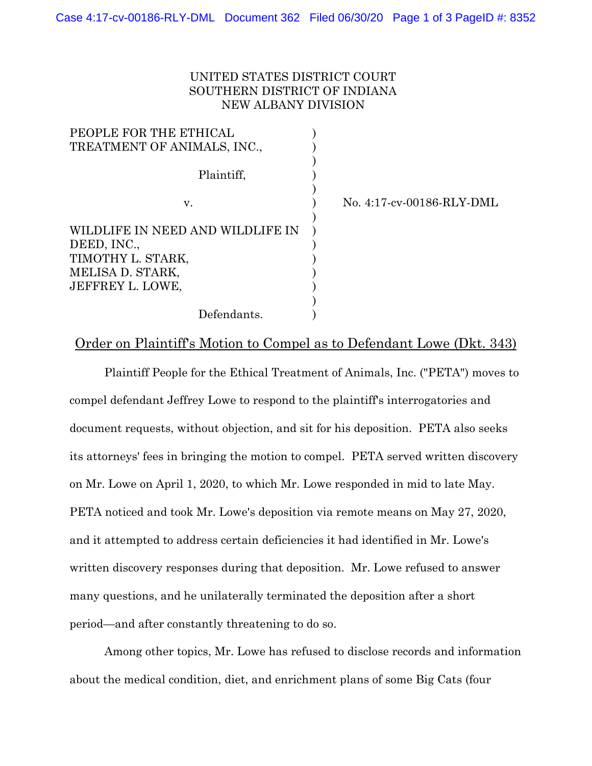UNITED STATES DISTRICT COURT
SOUTHERN DISTRICT OF INDIANA
NEW ALBANY DIVISION

| | | |
|---|---|---|
| PEOPLE FOR THE ETHICAL TREATMENT OF ANIMALS, INC., | ) | |
| Plaintiff, | ) | |
| v. | ) | No. 4:17-cv-00186-RLY-DML |
| WILDLIFE IN NEED AND WILDLIFE IN DEED, INC., TIMOTHY L. STARK, MELISA D. STARK, JEFFREY L. LOWE, | ) | |
| Defendants. | ) | |

## Order on Plaintiff's Motion to Compel as to Defendant Lowe (Dkt. 343)

Plaintiff People for the Ethical Treatment of Animals, Inc. ("PETA") moves to compel defendant Jeffrey Lowe to respond to the plaintiff's interrogatories and document requests, without objection, and sit for his deposition. PETA also seeks its attorneys' fees in bringing the motion to compel. PETA served written discovery on Mr. Lowe on April 1, 2020, to which Mr. Lowe responded in mid to late May. PETA noticed and took Mr. Lowe's deposition via remote means on May 27, 2020, and it attempted to address certain deficiencies it had identified in Mr. Lowe's written discovery responses during that deposition. Mr. Lowe refused to answer many questions, and he unilaterally terminated the deposition after a short period—and after constantly threatening to do so.

Among other topics, Mr. Lowe has refused to disclose records and information about the medical condition, diet, and enrichment plans of some Big Cats (four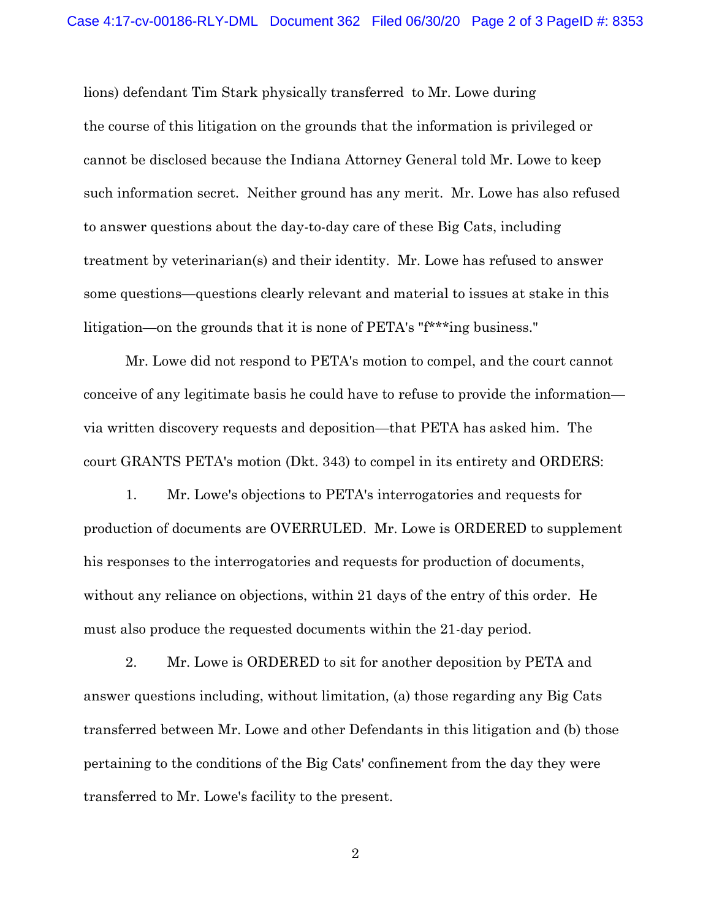lions) defendant Tim Stark physically transferred to Mr. Lowe during the course of this litigation on the grounds that the information is privileged or cannot be disclosed because the Indiana Attorney General told Mr. Lowe to keep such information secret. Neither ground has any merit. Mr. Lowe has also refused to answer questions about the day-to-day care of these Big Cats, including treatment by veterinarian(s) and their identity. Mr. Lowe has refused to answer some questions—questions clearly relevant and material to issues at stake in this litigation—on the grounds that it is none of PETA's "f***ing business."

Mr. Lowe did not respond to PETA's motion to compel, and the court cannot conceive of any legitimate basis he could have to refuse to provide the information—via written discovery requests and deposition—that PETA has asked him. The court GRANTS PETA's motion (Dkt. 343) to compel in its entirety and ORDERS:

1. Mr. Lowe's objections to PETA's interrogatories and requests for production of documents are OVERRULED. Mr. Lowe is ORDERED to supplement his responses to the interrogatories and requests for production of documents, without any reliance on objections, within 21 days of the entry of this order. He must also produce the requested documents within the 21-day period.

2. Mr. Lowe is ORDERED to sit for another deposition by PETA and answer questions including, without limitation, (a) those regarding any Big Cats transferred between Mr. Lowe and other Defendants in this litigation and (b) those pertaining to the conditions of the Big Cats' confinement from the day they were transferred to Mr. Lowe's facility to the present.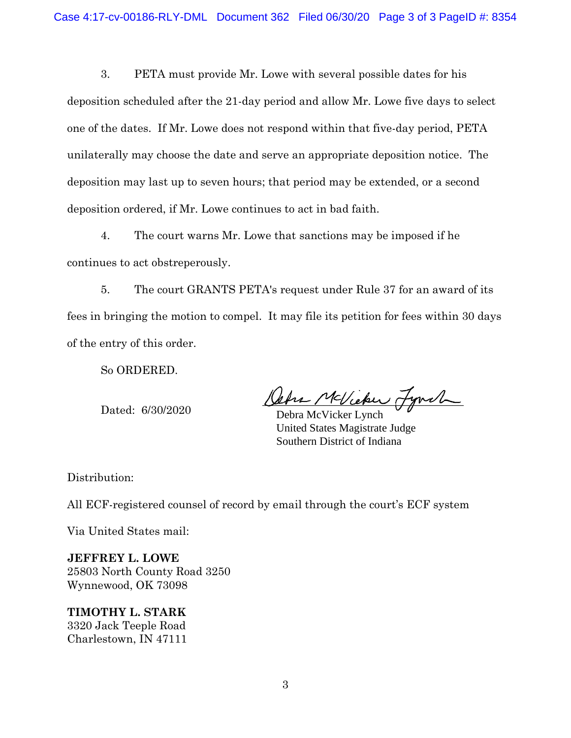3. PETA must provide Mr. Lowe with several possible dates for his deposition scheduled after the 21-day period and allow Mr. Lowe five days to select one of the dates. If Mr. Lowe does not respond within that five-day period, PETA unilaterally may choose the date and serve an appropriate deposition notice. The deposition may last up to seven hours; that period may be extended, or a second deposition ordered, if Mr. Lowe continues to act in bad faith.

4. The court warns Mr. Lowe that sanctions may be imposed if he continues to act obstreperously.

5. The court GRANTS PETA's request under Rule 37 for an award of its fees in bringing the motion to compel. It may file its petition for fees within 30 days of the entry of this order.

So ORDERED.

Dated: 6/30/2020

Debra McVicker Lynch
United States Magistrate Judge
Southern District of Indiana

Distribution:

All ECF-registered counsel of record by email through the court's ECF system

Via United States mail:

**JEFFREY L. LOWE**
25803 North County Road 3250
Wynnewood, OK 73098

**TIMOTHY L. STARK**
3320 Jack Teeple Road
Charlestown, IN 47111